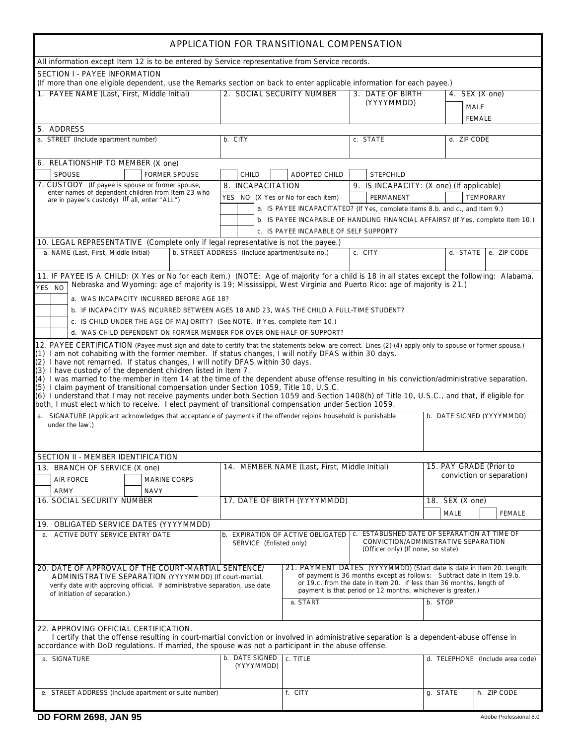# APPLICATION FOR TRANSITIONAL COMPENSATION

All information except Item 12 is to be entered by Service representative from Service records.

## SECTION I - PAYEE INFORMATION

(If more than one eligible dependent, use the Remarks section on back to enter applicable information for each payee.)

| 1. PAYEE NAME (Last, First, Middle Initial) | 2. SOCIAL SECURITY NUMBER | 3. DATE OF BIRTH (YYYYMMDD) | 4. SEX (X one) |
|---|---|---|---|
| | | | ☐ MALE ☐ FEMALE |

**5. ADDRESS**

| a. STREET (Include apartment number) | b. CITY | c. STATE | d. ZIP CODE |
|---|---|---|---|
| | | | |

**6. RELATIONSHIP TO MEMBER** (X one)

☐ SPOUSE ☐ FORMER SPOUSE ☐ CHILD ☐ ADOPTED CHILD ☐ STEPCHILD

**7. CUSTODY** (If payee is spouse or former spouse, enter names of dependent children from Item 23 who are in payee's custody) (If all, enter "ALL")

**8. INCAPACITATION**

| YES | NO | (X Yes or No for each item) |
|---|---|---|
| | | a. IS PAYEE INCAPACITATED? (If Yes, complete Items 8.b. and c., and Item 9.) |
| | | b. IS PAYEE INCAPABLE OF HANDLING FINANCIAL AFFAIRS? (If Yes, complete Item 10.) |
| | | c. IS PAYEE INCAPABLE OF SELF SUPPORT? |

**9. IS INCAPACITY:** (X one) (If applicable) ☐ PERMANENT ☐ TEMPORARY

**10. LEGAL REPRESENTATIVE** (Complete only if legal representative is not the payee.)

| a. NAME (Last, First, Middle Initial) | b. STREET ADDRESS (Include apartment/suite no.) | c. CITY | d. STATE | e. ZIP CODE |
|---|---|---|---|---|
| | | | | |

**11. IF PAYEE IS A CHILD:** (X Yes or No for each item.) (NOTE: Age of majority for a child is 18 in all states except the following: Alabama, Nebraska and Wyoming: age of majority is 19; Mississippi, West Virginia and Puerto Rico: age of majority is 21.)

| YES | NO | |
|---|---|---|
| | | a. WAS INCAPACITY INCURRED BEFORE AGE 18? |
| | | b. IF INCAPACITY WAS INCURRED BETWEEN AGES 18 AND 23, WAS THE CHILD A FULL-TIME STUDENT? |
| | | c. IS CHILD UNDER THE AGE OF MAJORITY? (See NOTE. If Yes, complete Item 10.) |
| | | d. WAS CHILD DEPENDENT ON FORMER MEMBER FOR OVER ONE-HALF OF SUPPORT? |

**12. PAYEE CERTIFICATION** (Payee must sign and date to certify that the statements below are correct. Lines (2)-(4) apply only to spouse or former spouse.)

(1) I am not cohabiting with the former member. If status changes, I will notify DFAS within 30 days.
(2) I have not remarried. If status changes, I will notify DFAS within 30 days.
(3) I have custody of the dependent children listed in Item 7.
(4) I was married to the member in Item 14 at the time of the dependent abuse offense resulting in his conviction/administrative separation.
(5) I claim payment of transitional compensation under Section 1059, Title 10, U.S.C.
(6) I understand that I may not receive payments under both Section 1059 and Section 1408(h) of Title 10, U.S.C., and that, if eligible for both, I must elect which to receive. I elect payment of transitional compensation under Section 1059.

| a. SIGNATURE (Applicant acknowledges that acceptance of payments if the offender rejoins household is punishable under the law.) | b. DATE SIGNED (YYYYMMDD) |
|---|---|
| | |

## SECTION II - MEMBER IDENTIFICATION

**13. BRANCH OF SERVICE** (X one) ☐ AIR FORCE ☐ MARINE CORPS ☐ ARMY ☐ NAVY

| 14. MEMBER NAME (Last, First, Middle Initial) | 15. PAY GRADE (Prior to conviction or separation) |
|---|---|
| | |

| 16. SOCIAL SECURITY NUMBER | 17. DATE OF BIRTH (YYYYMMDD) | 18. SEX (X one) |
|---|---|---|
| | | ☐ MALE ☐ FEMALE |

**19. OBLIGATED SERVICE DATES (YYYYMMDD)**

| a. ACTIVE DUTY SERVICE ENTRY DATE | b. EXPIRATION OF ACTIVE OBLIGATED SERVICE (Enlisted only) | c. ESTABLISHED DATE OF SEPARATION AT TIME OF CONVICTION/ADMINISTRATIVE SEPARATION (Officer only) (If none, so state) |
|---|---|---|
| | | |

**20. DATE OF APPROVAL OF THE COURT-MARTIAL SENTENCE/ ADMINISTRATIVE SEPARATION** (YYYYMMDD) (If court-martial, verify date with approving official. If administrative separation, use date of initiation of separation.)

**21. PAYMENT DATES** (YYYYMMDD) (Start date is date in Item 20. Length of payment is 36 months except as follows: Subtract date in Item 19.b. or 19.c. from the date in Item 20. If less than 36 months, length of payment is that period or 12 months, whichever is greater.)

| a. START | b. STOP |
|---|---|
| | |

**22. APPROVING OFFICIAL CERTIFICATION.**

I certify that the offense resulting in court-martial conviction or involved in administrative separation is a dependent-abuse offense in accordance with DoD regulations. If married, the spouse was not a participant in the abuse offense.

| a. SIGNATURE | b. DATE SIGNED (YYYYMMDD) | c. TITLE | d. TELEPHONE (Include area code) |
|---|---|---|---|
| | | | |

| e. STREET ADDRESS (Include apartment or suite number) | f. CITY | g. STATE | h. ZIP CODE |
|---|---|---|---|
| | | | |

DD FORM 2698, JAN 95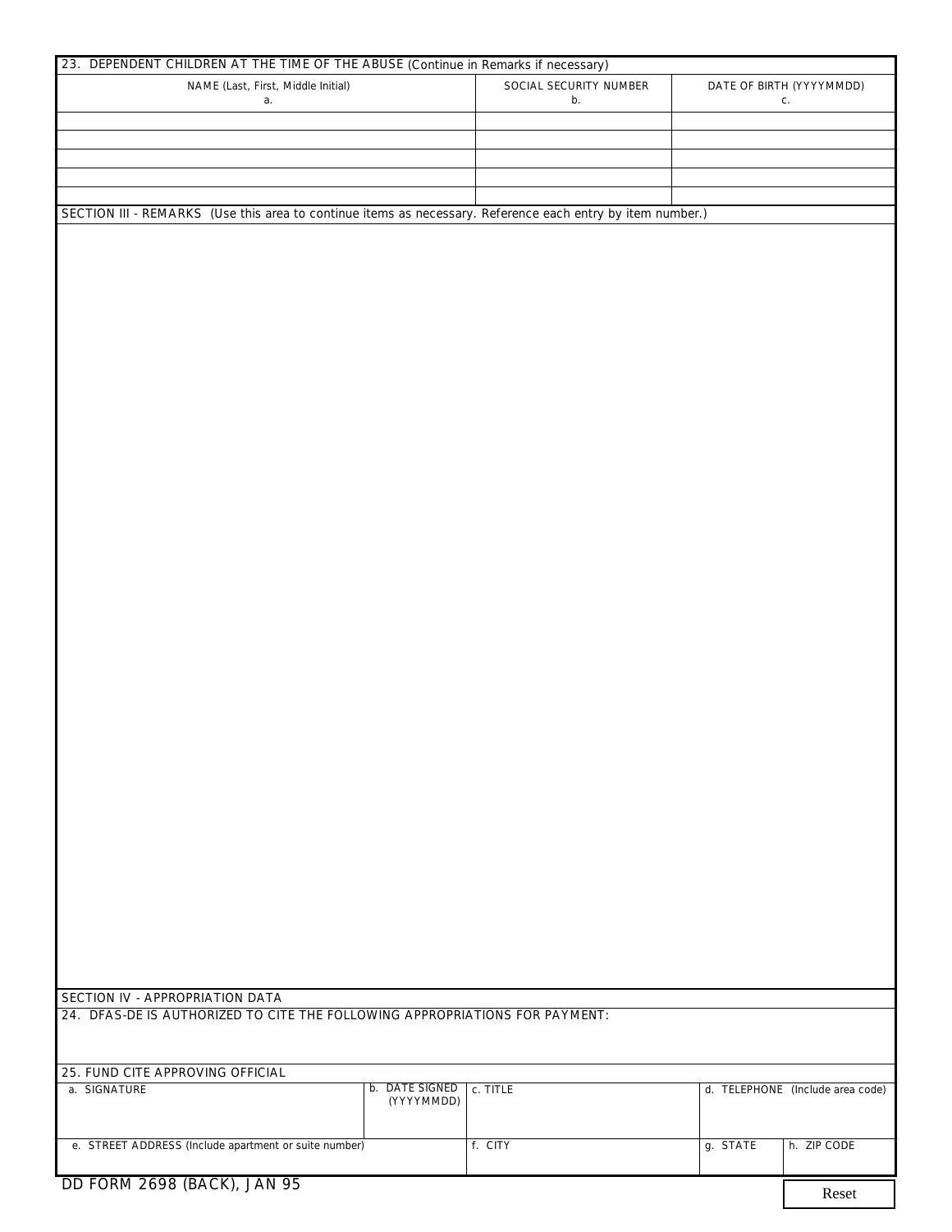| 23. DEPENDENT CHILDREN AT THE TIME OF THE ABUSE (Continue in Remarks if necessary) | | |
|---|---|---|
| NAME (Last, First, Middle Initial) a. | SOCIAL SECURITY NUMBER b. | DATE OF BIRTH (YYYYMMDD) c. |
| | | |
| | | |
| | | |
| | | |
| | | |

## SECTION III - REMARKS (Use this area to continue items as necessary. Reference each entry by item number.)

## SECTION IV - APPROPRIATION DATA

24. DFAS-DE IS AUTHORIZED TO CITE THE FOLLOWING APPROPRIATIONS FOR PAYMENT:

| 25. FUND CITE APPROVING OFFICIAL | | | | |
|---|---|---|---|---|
| a. SIGNATURE | b. DATE SIGNED (YYYYMMDD) | c. TITLE | d. TELEPHONE (Include area code) | |
| e. STREET ADDRESS (Include apartment or suite number) | | f. CITY | g. STATE | h. ZIP CODE |

DD FORM 2698 (BACK), JAN 95

Reset